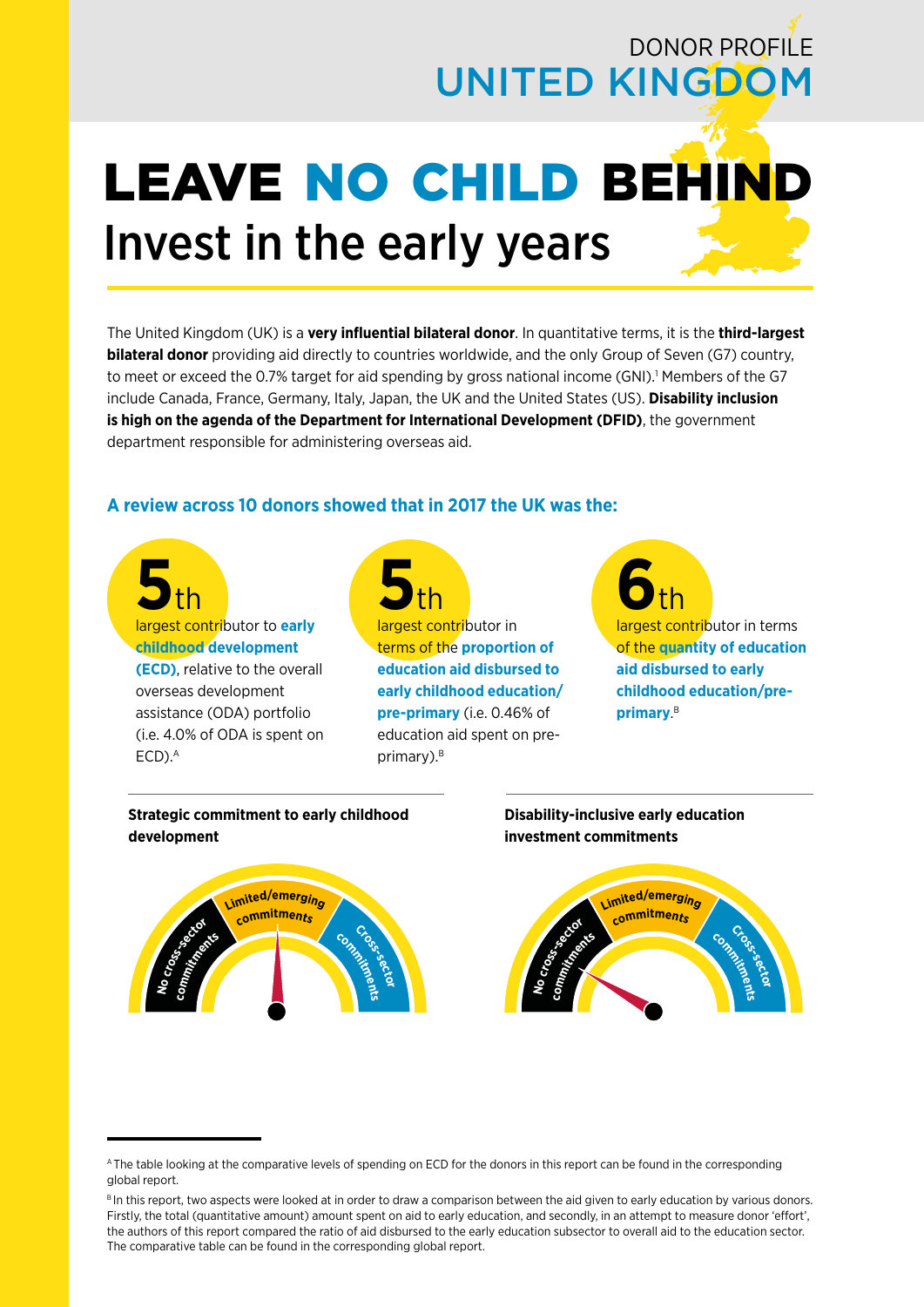DONOR PROFILE

# UNITED KINGDOM

# LEAVE NO CHILD BEHIND

## Invest in the early years

The United Kingdom (UK) is a **very influential bilateral donor**. In quantitative terms, it is the **third-largest bilateral donor** providing aid directly to countries worldwide, and the only Group of Seven (G7) country, to meet or exceed the 0.7% target for aid spending by gross national income (GNI).[1] Members of the G7 include Canada, France, Germany, Italy, Japan, the UK and the United States (US). **Disability inclusion is high on the agenda of the Department for International Development (DFID)**, the government department responsible for administering overseas aid.

### A review across 10 donors showed that in 2017 the UK was the:

**5th** largest contributor to **early childhood development (ECD)**, relative to the overall overseas development assistance (ODA) portfolio (i.e. 4.0% of ODA is spent on ECD).[A]

**5th** largest contributor in terms of the **proportion of education aid disbursed to early childhood education/pre-primary** (i.e. 0.46% of education aid spent on pre-primary).[B]

**6th** largest contributor in terms of the **quantity of education aid disbursed to early childhood education/pre-primary**.[B]

**Strategic commitment to early childhood development**

No cross-sector commitments | Limited/emerging commitments | Cross-sector commitments

**Disability-inclusive early education investment commitments**

No cross-sector commitments | Limited/emerging commitments | Cross-sector commitments

---

[A] The table looking at the comparative levels of spending on ECD for the donors in this report can be found in the corresponding global report.

[B] In this report, two aspects were looked at in order to draw a comparison between the aid given to early education by various donors. Firstly, the total (quantitative amount) amount spent on aid to early education, and secondly, in an attempt to measure donor 'effort', the authors of this report compared the ratio of aid disbursed to the early education subsector to overall aid to the education sector. The comparative table can be found in the corresponding global report.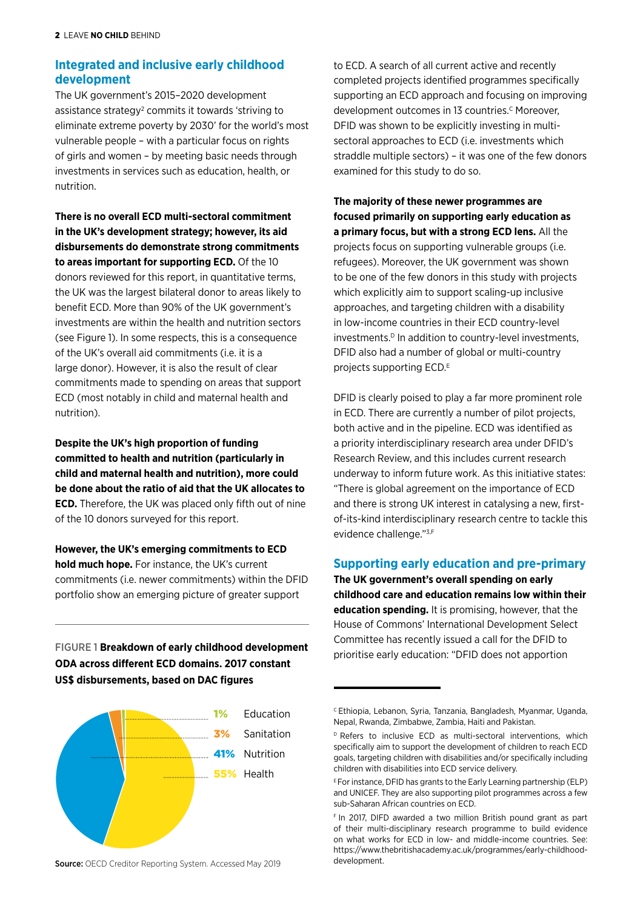## Integrated and inclusive early childhood development

The UK government's 2015–2020 development assistance strategy[2] commits it towards 'striving to eliminate extreme poverty by 2030' for the world's most vulnerable people – with a particular focus on rights of girls and women – by meeting basic needs through investments in services such as education, health, or nutrition.

**There is no overall ECD multi-sectoral commitment in the UK's development strategy; however, its aid disbursements do demonstrate strong commitments to areas important for supporting ECD.** Of the 10 donors reviewed for this report, in quantitative terms, the UK was the largest bilateral donor to areas likely to benefit ECD. More than 90% of the UK government's investments are within the health and nutrition sectors (see Figure 1). In some respects, this is a consequence of the UK's overall aid commitments (i.e. it is a large donor). However, it is also the result of clear commitments made to spending on areas that support ECD (most notably in child and maternal health and nutrition).

**Despite the UK's high proportion of funding committed to health and nutrition (particularly in child and maternal health and nutrition), more could be done about the ratio of aid that the UK allocates to ECD.** Therefore, the UK was placed only fifth out of nine of the 10 donors surveyed for this report.

**However, the UK's emerging commitments to ECD hold much hope.** For instance, the UK's current commitments (i.e. newer commitments) within the DFID portfolio show an emerging picture of greater support to ECD. A search of all current active and recently completed projects identified programmes specifically supporting an ECD approach and focusing on improving development outcomes in 13 countries.[C] Moreover, DFID was shown to be explicitly investing in multi-sectoral approaches to ECD (i.e. investments which straddle multiple sectors) – it was one of the few donors examined for this study to do so.

FIGURE 1 **Breakdown of early childhood development ODA across different ECD domains. 2017 constant US$ disbursements, based on DAC figures**

| Share | Domain |
|---|---|
| 1% | Education |
| 3% | Sanitation |
| 41% | Nutrition |
| 55% | Health |

**Source:** OECD Creditor Reporting System. Accessed May 2019

**The majority of these newer programmes are focused primarily on supporting early education as a primary focus, but with a strong ECD lens.** All the projects focus on supporting vulnerable groups (i.e. refugees). Moreover, the UK government was shown to be one of the few donors in this study with projects which explicitly aim to support scaling-up inclusive approaches, and targeting children with a disability in low-income countries in their ECD country-level investments.[D] In addition to country-level investments, DFID also had a number of global or multi-country projects supporting ECD.[E]

DFID is clearly poised to play a far more prominent role in ECD. There are currently a number of pilot projects, both active and in the pipeline. ECD was identified as a priority interdisciplinary research area under DFID's Research Review, and this includes current research underway to inform future work. As this initiative states: "There is global agreement on the importance of ECD and there is strong UK interest in catalysing a new, first-of-its-kind interdisciplinary research centre to tackle this evidence challenge."[3,F]

## Supporting early education and pre-primary

**The UK government's overall spending on early childhood care and education remains low within their education spending.** It is promising, however, that the House of Commons' International Development Select Committee has recently issued a call for the DFID to prioritise early education: "DFID does not apportion

---

[C] Ethiopia, Lebanon, Syria, Tanzania, Bangladesh, Myanmar, Uganda, Nepal, Rwanda, Zimbabwe, Zambia, Haiti and Pakistan.

[D] Refers to inclusive ECD as multi-sectoral interventions, which specifically aim to support the development of children to reach ECD goals, targeting children with disabilities and/or specifically including children with disabilities into ECD service delivery.

[E] For instance, DFID has grants to the Early Learning partnership (ELP) and UNICEF. They are also supporting pilot programmes across a few sub-Saharan African countries on ECD.

[F] In 2017, DIFD awarded a two million British pound grant as part of their multi-disciplinary research programme to build evidence on what works for ECD in low- and middle-income countries. See: https://www.thebritishacademy.ac.uk/programmes/early-childhood-development.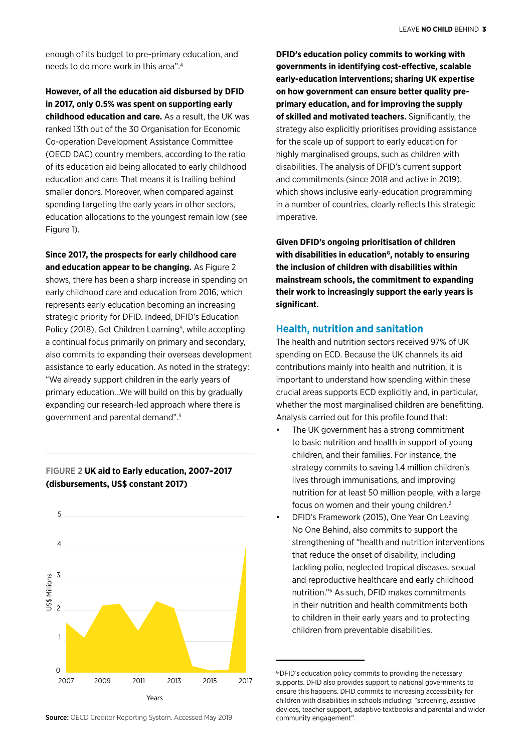enough of its budget to pre-primary education, and needs to do more work in this area".[4]

**However, of all the education aid disbursed by DFID in 2017, only 0.5% was spent on supporting early childhood education and care.** As a result, the UK was ranked 13th out of the 30 Organisation for Economic Co-operation Development Assistance Committee (OECD DAC) country members, according to the ratio of its education aid being allocated to early childhood education and care. That means it is trailing behind smaller donors. Moreover, when compared against spending targeting the early years in other sectors, education allocations to the youngest remain low (see Figure 1).

**Since 2017, the prospects for early childhood care and education appear to be changing.** As Figure 2 shows, there has been a sharp increase in spending on early childhood care and education from 2016, which represents early education becoming an increasing strategic priority for DFID. Indeed, DFID's Education Policy (2018), Get Children Learning[5], while accepting a continual focus primarily on primary and secondary, also commits to expanding their overseas development assistance to early education. As noted in the strategy: "We already support children in the early years of primary education...We will build on this by gradually expanding our research-led approach where there is government and parental demand".[5]

FIGURE 2 **UK aid to Early education, 2007–2017 (disbursements, US$ constant 2017)**

**Source:** OECD Creditor Reporting System. Accessed May 2019

**DFID's education policy commits to working with governments in identifying cost-effective, scalable early-education interventions; sharing UK expertise on how government can ensure better quality pre-primary education, and for improving the supply of skilled and motivated teachers.** Significantly, the strategy also explicitly prioritises providing assistance for the scale up of support to early education for highly marginalised groups, such as children with disabilities. The analysis of DFID's current support and commitments (since 2018 and active in 2019), which shows inclusive early-education programming in a number of countries, clearly reflects this strategic imperative.

**Given DFID's ongoing prioritisation of children with disabilities in education[6], notably to ensuring the inclusion of children with disabilities within mainstream schools, the commitment to expanding their work to increasingly support the early years is significant.**

## Health, nutrition and sanitation

The health and nutrition sectors received 97% of UK spending on ECD. Because the UK channels its aid contributions mainly into health and nutrition, it is important to understand how spending within these crucial areas supports ECD explicitly and, in particular, whether the most marginalised children are benefitting. Analysis carried out for this profile found that:

- The UK government has a strong commitment to basic nutrition and health in support of young children, and their families. For instance, the strategy commits to saving 1.4 million children's lives through immunisations, and improving nutrition for at least 50 million people, with a large focus on women and their young children.[2]
- DFID's Framework (2015), One Year On Leaving No One Behind, also commits to support the strengthening of "health and nutrition interventions that reduce the onset of disability, including tackling polio, neglected tropical diseases, sexual and reproductive healthcare and early childhood nutrition."[6] As such, DFID makes commitments in their nutrition and health commitments both to children in their early years and to protecting children from preventable disabilities.

[6] DFID's education policy commits to providing the necessary supports. DFID also provides support to national governments to ensure this happens. DFID commits to increasing accessibility for children with disabilities in schools including: "screening, assistive devices, teacher support, adaptive textbooks and parental and wider community engagement".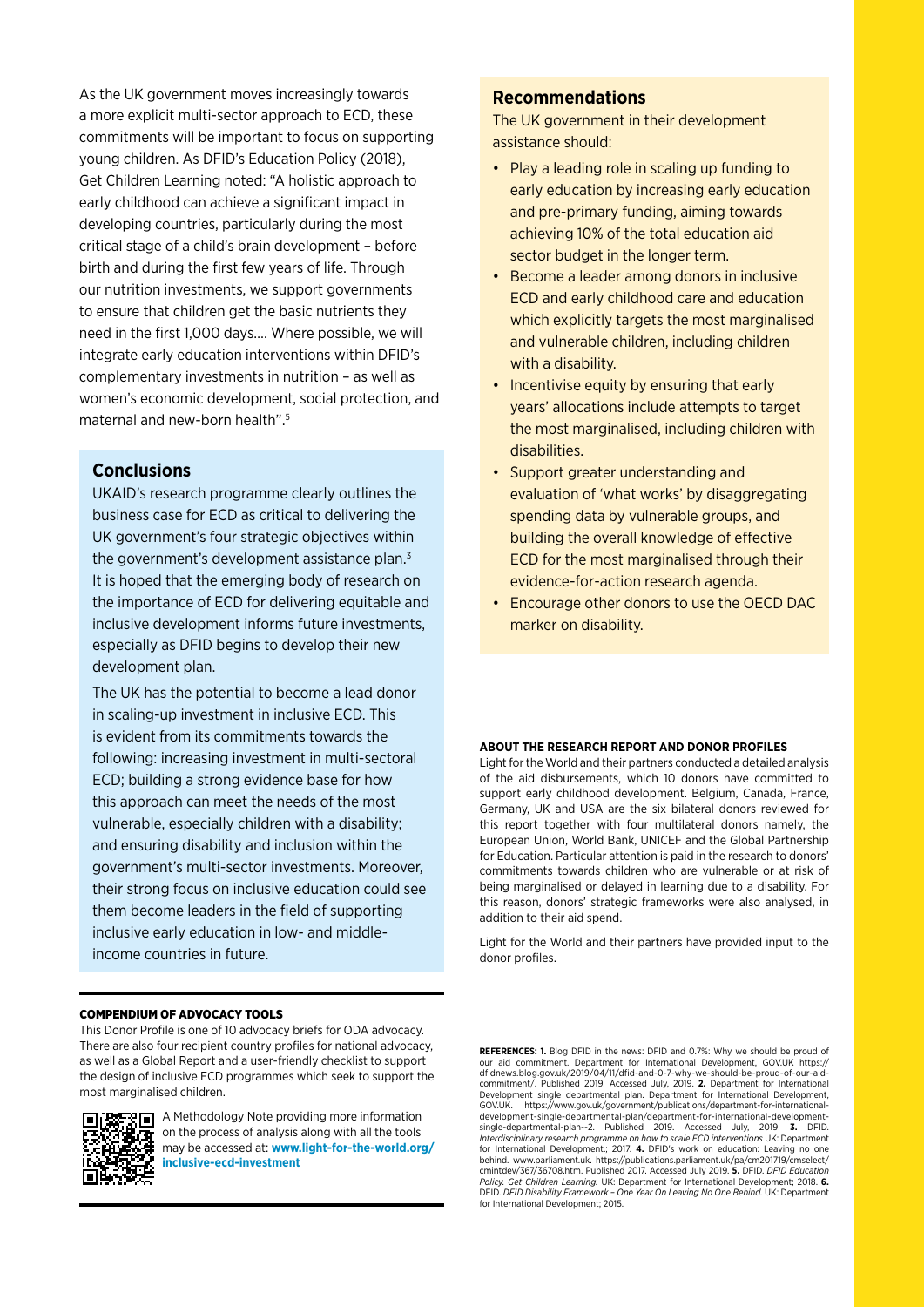As the UK government moves increasingly towards a more explicit multi-sector approach to ECD, these commitments will be important to focus on supporting young children. As DFID's Education Policy (2018), Get Children Learning noted: "A holistic approach to early childhood can achieve a significant impact in developing countries, particularly during the most critical stage of a child's brain development – before birth and during the first few years of life. Through our nutrition investments, we support governments to ensure that children get the basic nutrients they need in the first 1,000 days.... Where possible, we will integrate early education interventions within DFID's complementary investments in nutrition – as well as women's economic development, social protection, and maternal and new-born health".[5]

## Conclusions

UKAID's research programme clearly outlines the business case for ECD as critical to delivering the UK government's four strategic objectives within the government's development assistance plan.[3] It is hoped that the emerging body of research on the importance of ECD for delivering equitable and inclusive development informs future investments, especially as DFID begins to develop their new development plan.

The UK has the potential to become a lead donor in scaling-up investment in inclusive ECD. This is evident from its commitments towards the following: increasing investment in multi-sectoral ECD; building a strong evidence base for how this approach can meet the needs of the most vulnerable, especially children with a disability; and ensuring disability and inclusion within the government's multi-sector investments. Moreover, their strong focus on inclusive education could see them become leaders in the field of supporting inclusive early education in low- and middle-income countries in future.

## Recommendations

The UK government in their development assistance should:

- Play a leading role in scaling up funding to early education by increasing early education and pre-primary funding, aiming towards achieving 10% of the total education aid sector budget in the longer term.
- Become a leader among donors in inclusive ECD and early childhood care and education which explicitly targets the most marginalised and vulnerable children, including children with a disability.
- Incentivise equity by ensuring that early years' allocations include attempts to target the most marginalised, including children with disabilities.
- Support greater understanding and evaluation of 'what works' by disaggregating spending data by vulnerable groups, and building the overall knowledge of effective ECD for the most marginalised through their evidence-for-action research agenda.
- Encourage other donors to use the OECD DAC marker on disability.

### ABOUT THE RESEARCH REPORT AND DONOR PROFILES

Light for the World and their partners conducted a detailed analysis of the aid disbursements, which 10 donors have committed to support early childhood development. Belgium, Canada, France, Germany, UK and USA are the six bilateral donors reviewed for this report together with four multilateral donors namely, the European Union, World Bank, UNICEF and the Global Partnership for Education. Particular attention is paid in the research to donors' commitments towards children who are vulnerable or at risk of being marginalised or delayed in learning due to a disability. For this reason, donors' strategic frameworks were also analysed, in addition to their aid spend.

Light for the World and their partners have provided input to the donor profiles.

### COMPENDIUM OF ADVOCACY TOOLS

This Donor Profile is one of 10 advocacy briefs for ODA advocacy. There are also four recipient country profiles for national advocacy, as well as a Global Report and a user-friendly checklist to support the design of inclusive ECD programmes which seek to support the most marginalised children.

A Methodology Note providing more information on the process of analysis along with all the tools may be accessed at: **www.light-for-the-world.org/inclusive-ecd-investment**

**REFERENCES: 1.** Blog DFID in the news: DFID and 0.7%: Why we should be proud of our aid commitment. Department for International Development, GOV.UK https://dfidnews.blog.gov.uk/2019/04/11/dfid-and-0-7-why-we-should-be-proud-of-our-aid-commitment/. Published 2019. Accessed July, 2019. **2.** Department for International Development single departmental plan. Department for International Development, GOV.UK. https://www.gov.uk/government/publications/department-for-international-development-single-departmental-plan/department-for-international-development-single-departmental-plan--2. Published 2019. Accessed July, 2019. **3.** DFID. *Interdisciplinary research programme on how to scale ECD interventions* UK: Department for International Development.; 2017. **4.** DFID's work on education: Leaving no one behind. www.parliament.uk. https://publications.parliament.uk/pa/cm201719/cmselect/cmintdev/367/36708.htm. Published 2017. Accessed July 2019. **5.** DFID. *DFID Education Policy. Get Children Learning.* UK: Department for International Development; 2018. **6.** DFID. *DFID Disability Framework – One Year On Leaving No One Behind.* UK: Department for International Development; 2015.